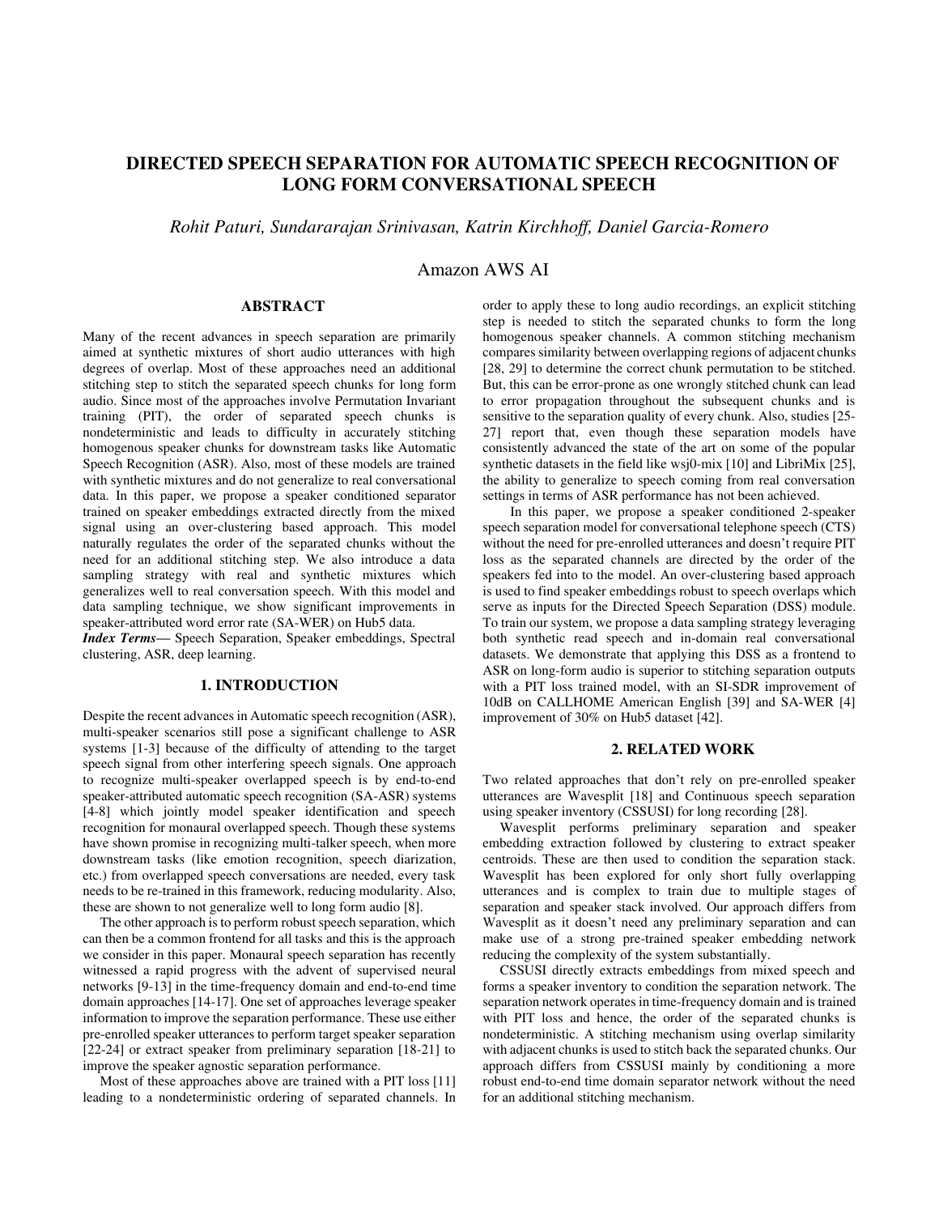# DIRECTED SPEECH SEPARATION FOR AUTOMATIC SPEECH RECOGNITION OF LONG FORM CONVERSATIONAL SPEECH

*Rohit Paturi, Sundararajan Srinivasan, Katrin Kirchhoff, Daniel Garcia-Romero*

Amazon AWS AI

## ABSTRACT

Many of the recent advances in speech separation are primarily aimed at synthetic mixtures of short audio utterances with high degrees of overlap. Most of these approaches need an additional stitching step to stitch the separated speech chunks for long form audio. Since most of the approaches involve Permutation Invariant training (PIT), the order of separated speech chunks is nondeterministic and leads to difficulty in accurately stitching homogenous speaker chunks for downstream tasks like Automatic Speech Recognition (ASR). Also, most of these models are trained with synthetic mixtures and do not generalize to real conversational data. In this paper, we propose a speaker conditioned separator trained on speaker embeddings extracted directly from the mixed signal using an over-clustering based approach. This model naturally regulates the order of the separated chunks without the need for an additional stitching step. We also introduce a data sampling strategy with real and synthetic mixtures which generalizes well to real conversation speech. With this model and data sampling technique, we show significant improvements in speaker-attributed word error rate (SA-WER) on Hub5 data.

***Index Terms***— Speech Separation, Speaker embeddings, Spectral clustering, ASR, deep learning.

## 1. INTRODUCTION

Despite the recent advances in Automatic speech recognition (ASR), multi-speaker scenarios still pose a significant challenge to ASR systems [1-3] because of the difficulty of attending to the target speech signal from other interfering speech signals. One approach to recognize multi-speaker overlapped speech is by end-to-end speaker-attributed automatic speech recognition (SA-ASR) systems [4-8] which jointly model speaker identification and speech recognition for monaural overlapped speech. Though these systems have shown promise in recognizing multi-talker speech, when more downstream tasks (like emotion recognition, speech diarization, etc.) from overlapped speech conversations are needed, every task needs to be re-trained in this framework, reducing modularity. Also, these are shown to not generalize well to long form audio [8].

The other approach is to perform robust speech separation, which can then be a common frontend for all tasks and this is the approach we consider in this paper. Monaural speech separation has recently witnessed a rapid progress with the advent of supervised neural networks [9-13] in the time-frequency domain and end-to-end time domain approaches [14-17]. One set of approaches leverage speaker information to improve the separation performance. These use either pre-enrolled speaker utterances to perform target speaker separation [22-24] or extract speaker from preliminary separation [18-21] to improve the speaker agnostic separation performance.

Most of these approaches above are trained with a PIT loss [11] leading to a nondeterministic ordering of separated channels. In order to apply these to long audio recordings, an explicit stitching step is needed to stitch the separated chunks to form the long homogenous speaker channels. A common stitching mechanism compares similarity between overlapping regions of adjacent chunks [28, 29] to determine the correct chunk permutation to be stitched. But, this can be error-prone as one wrongly stitched chunk can lead to error propagation throughout the subsequent chunks and is sensitive to the separation quality of every chunk. Also, studies [25-27] report that, even though these separation models have consistently advanced the state of the art on some of the popular synthetic datasets in the field like wsj0-mix [10] and LibriMix [25], the ability to generalize to speech coming from real conversation settings in terms of ASR performance has not been achieved.

In this paper, we propose a speaker conditioned 2-speaker speech separation model for conversational telephone speech (CTS) without the need for pre-enrolled utterances and doesn't require PIT loss as the separated channels are directed by the order of the speakers fed into to the model. An over-clustering based approach is used to find speaker embeddings robust to speech overlaps which serve as inputs for the Directed Speech Separation (DSS) module. To train our system, we propose a data sampling strategy leveraging both synthetic read speech and in-domain real conversational datasets. We demonstrate that applying this DSS as a frontend to ASR on long-form audio is superior to stitching separation outputs with a PIT loss trained model, with an SI-SDR improvement of 10dB on CALLHOME American English [39] and SA-WER [4] improvement of 30% on Hub5 dataset [42].

## 2. RELATED WORK

Two related approaches that don't rely on pre-enrolled speaker utterances are Wavesplit [18] and Continuous speech separation using speaker inventory (CSSUSI) for long recording [28].

Wavesplit performs preliminary separation and speaker embedding extraction followed by clustering to extract speaker centroids. These are then used to condition the separation stack. Wavesplit has been explored for only short fully overlapping utterances and is complex to train due to multiple stages of separation and speaker stack involved. Our approach differs from Wavesplit as it doesn't need any preliminary separation and can make use of a strong pre-trained speaker embedding network reducing the complexity of the system substantially.

CSSUSI directly extracts embeddings from mixed speech and forms a speaker inventory to condition the separation network. The separation network operates in time-frequency domain and is trained with PIT loss and hence, the order of the separated chunks is nondeterministic. A stitching mechanism using overlap similarity with adjacent chunks is used to stitch back the separated chunks. Our approach differs from CSSUSI mainly by conditioning a more robust end-to-end time domain separator network without the need for an additional stitching mechanism.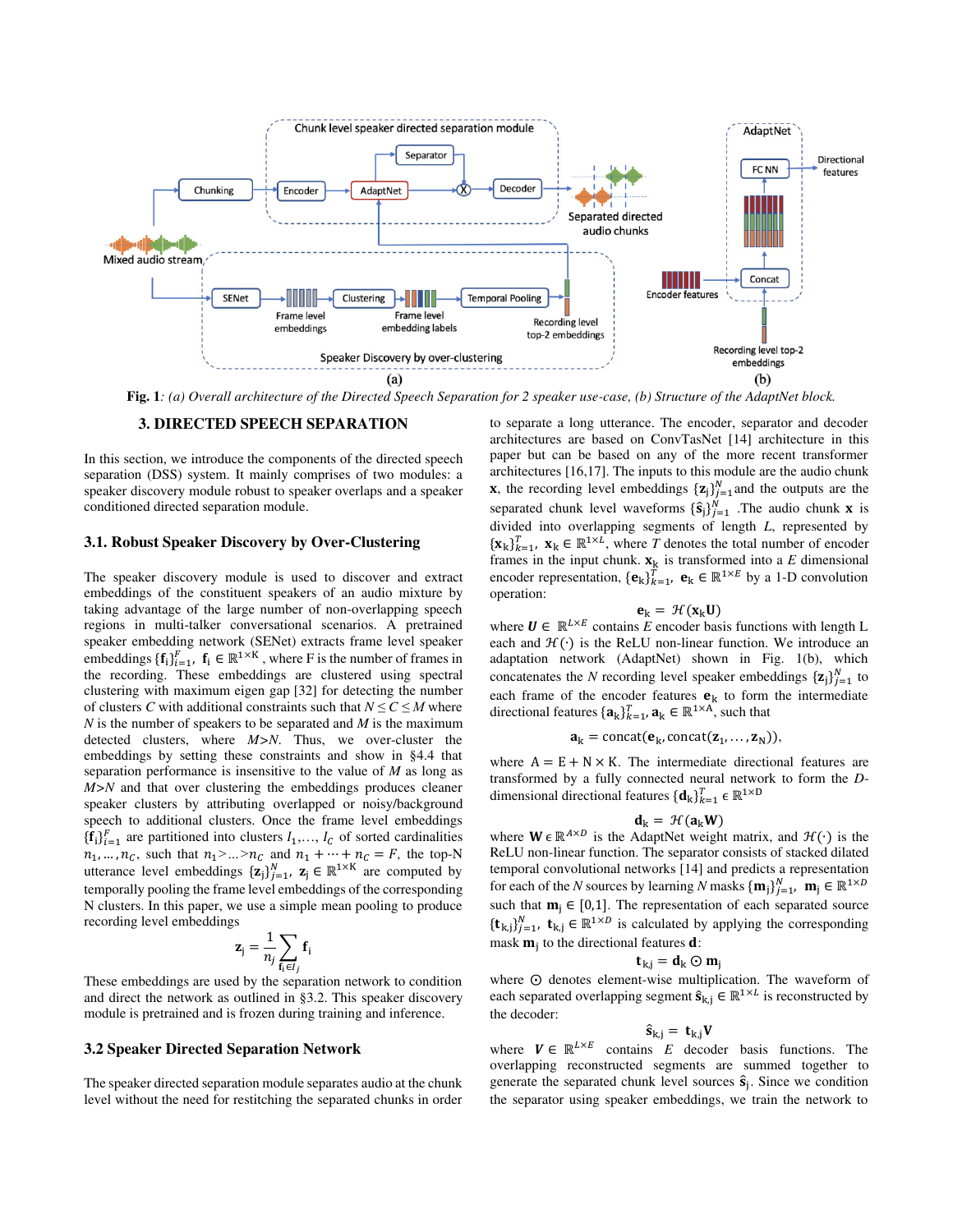**Fig. 1***: (a) Overall architecture of the Directed Speech Separation for 2 speaker use-case, (b) Structure of the AdaptNet block.*

## 3. DIRECTED SPEECH SEPARATION

In this section, we introduce the components of the directed speech separation (DSS) system. It mainly comprises of two modules: a speaker discovery module robust to speaker overlaps and a speaker conditioned directed separation module.

### 3.1. Robust Speaker Discovery by Over-Clustering

The speaker discovery module is used to discover and extract embeddings of the constituent speakers of an audio mixture by taking advantage of the large number of non-overlapping speech regions in multi-talker conversational scenarios. A pretrained speaker embedding network (SENet) extracts frame level speaker embeddings $\{\mathbf{f}_i\}_{i=1}^{F}$, $\mathbf{f}_i \in \mathbb{R}^{1\times K}$, where F is the number of frames in the recording. These embeddings are clustered using spectral clustering with maximum eigen gap [32] for detecting the number of clusters $C$ with additional constraints such that $N \le C \le M$ where $N$ is the number of speakers to be separated and $M$ is the maximum detected clusters, where $M$>$N$. Thus, we over-cluster the embeddings by setting these constraints and show in §4.4 that separation performance is insensitive to the value of $M$ as long as $M$>$N$ and that over clustering the embeddings produces cleaner speaker clusters by attributing overlapped or noisy/background speech to additional clusters. Once the frame level embeddings $\{\mathbf{f}_i\}_{i=1}^{F}$ are partitioned into clusters $I_1,\ldots, I_C$ of sorted cardinalities $n_1,\ldots,n_C$, such that $n_1 > \ldots > n_C$ and $n_1 + \cdots + n_C = F$, the top-N utterance level embeddings $\{\mathbf{z}_j\}_{j=1}^{N}$, $\mathbf{z}_j \in \mathbb{R}^{1\times K}$ are computed by temporally pooling the frame level embeddings of the corresponding N clusters. In this paper, we use a simple mean pooling to produce recording level embeddings

$$\mathbf{z}_j = \frac{1}{n_j}\sum_{\mathbf{f}_i \in I_j} \mathbf{f}_i$$

These embeddings are used by the separation network to condition and direct the network as outlined in §3.2. This speaker discovery module is pretrained and is frozen during training and inference.

### 3.2 Speaker Directed Separation Network

The speaker directed separation module separates audio at the chunk level without the need for restitching the separated chunks in order to separate a long utterance. The encoder, separator and decoder architectures are based on ConvTasNet [14] architecture in this paper but can be based on any of the more recent transformer architectures [16,17]. The inputs to this module are the audio chunk $\mathbf{x}$, the recording level embeddings $\{\mathbf{z}_j\}_{j=1}^{N}$and the outputs are the separated chunk level waveforms $\{\hat{\mathbf{s}}_j\}_{j=1}^{N}$ .The audio chunk $\mathbf{x}$ is divided into overlapping segments of length $L$, represented by $\{\mathbf{x}_k\}_{k=1}^{T}$, $\mathbf{x}_k \in \mathbb{R}^{1\times L}$, where $T$ denotes the total number of encoder frames in the input chunk. $\mathbf{x}_k$ is transformed into a $E$ dimensional encoder representation, $\{\mathbf{e}_k\}_{k=1}^{T}$, $\mathbf{e}_k \in \mathbb{R}^{1\times E}$ by a 1-D convolution operation:

$$\mathbf{e}_k = \mathcal{H}(\mathbf{x}_k\mathbf{U})$$

where $\boldsymbol{U} \in \mathbb{R}^{L\times E}$ contains $E$ encoder basis functions with length L each and $\mathcal{H}(\cdot)$ is the ReLU non-linear function. We introduce an adaptation network (AdaptNet) shown in Fig. 1(b), which concatenates the $N$ recording level speaker embeddings $\{\mathbf{z}_j\}_{j=1}^{N}$ to each frame of the encoder features $\mathbf{e}_k$ to form the intermediate directional features $\{\mathbf{a}_k\}_{k=1}^{T}$, $\mathbf{a}_k \in \mathbb{R}^{1\times A}$, such that

$$\mathbf{a}_k = \text{concat}(\mathbf{e}_k, \text{concat}(\mathbf{z}_1,\ldots,\mathbf{z}_N)),$$

where $A = E + N \times K$. The intermediate directional features are transformed by a fully connected neural network to form the $D$-dimensional directional features $\{\mathbf{d}_k\}_{k=1}^{T} \in \mathbb{R}^{1\times D}$

$$\mathbf{d}_k = \mathcal{H}(\mathbf{a}_k\mathbf{W})$$

where $\mathbf{W} \in \mathbb{R}^{A\times D}$ is the AdaptNet weight matrix, and $\mathcal{H}(\cdot)$ is the ReLU non-linear function. The separator consists of stacked dilated temporal convolutional networks [14] and predicts a representation for each of the $N$ sources by learning $N$ masks $\{\mathbf{m}_j\}_{j=1}^{N}$, $\mathbf{m}_j \in \mathbb{R}^{1\times D}$ such that $\mathbf{m}_j \in [0,1]$. The representation of each separated source $\{\mathbf{t}_{k,j}\}_{j=1}^{N}$, $\mathbf{t}_{k,j} \in \mathbb{R}^{1\times D}$ is calculated by applying the corresponding mask $\mathbf{m}_j$ to the directional features $\mathbf{d}$:

$$\mathbf{t}_{k,j} = \mathbf{d}_k \odot \mathbf{m}_j$$

where $\odot$ denotes element-wise multiplication. The waveform of each separated overlapping segment $\hat{\mathbf{s}}_{k,j} \in \mathbb{R}^{1\times L}$ is reconstructed by the decoder:

$$\hat{\mathbf{s}}_{k,j} = \mathbf{t}_{k,j}\mathbf{V}$$

where $\boldsymbol{V} \in \mathbb{R}^{L\times E}$ contains $E$ decoder basis functions. The overlapping reconstructed segments are summed together to generate the separated chunk level sources $\hat{\mathbf{s}}_j$. Since we condition the separator using speaker embeddings, we train the network to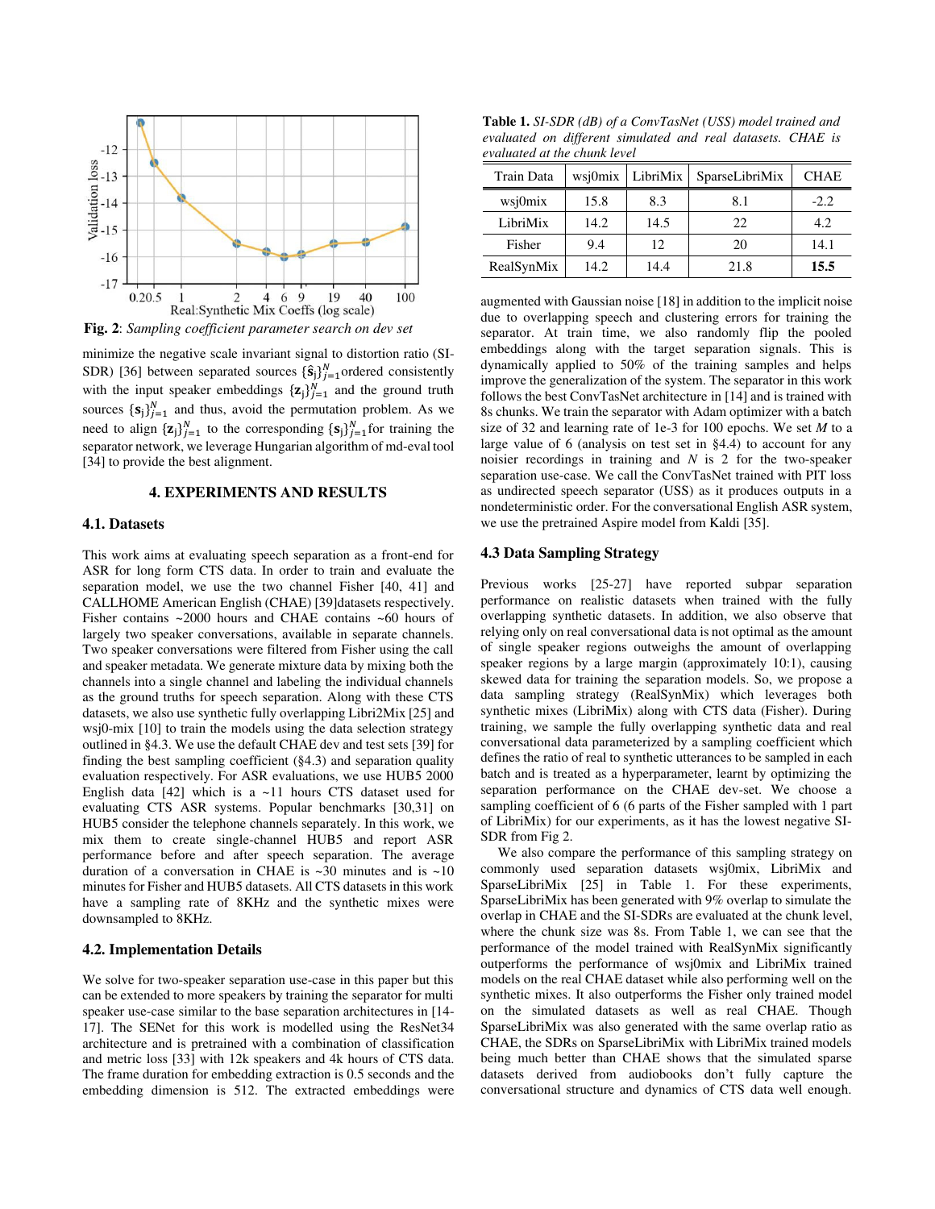Fig. 2: *Sampling coefficient parameter search on dev set*

minimize the negative scale invariant signal to distortion ratio (SI-SDR) [36] between separated sources $\{\hat{\mathbf{s}}_j\}_{j=1}^N$ ordered consistently with the input speaker embeddings $\{\mathbf{z}_j\}_{j=1}^N$ and the ground truth sources $\{\mathbf{s}_j\}_{j=1}^N$ and thus, avoid the permutation problem. As we need to align $\{\mathbf{z}_j\}_{j=1}^N$ to the corresponding $\{\mathbf{s}_j\}_{j=1}^N$ for training the separator network, we leverage Hungarian algorithm of md-eval tool [34] to provide the best alignment.

## 4. EXPERIMENTS AND RESULTS

### 4.1. Datasets

This work aims at evaluating speech separation as a front-end for ASR for long form CTS data. In order to train and evaluate the separation model, we use the two channel Fisher [40, 41] and CALLHOME American English (CHAE) [39]datasets respectively. Fisher contains ~2000 hours and CHAE contains ~60 hours of largely two speaker conversations, available in separate channels. Two speaker conversations were filtered from Fisher using the call and speaker metadata. We generate mixture data by mixing both the channels into a single channel and labeling the individual channels as the ground truths for speech separation. Along with these CTS datasets, we also use synthetic fully overlapping Libri2Mix [25] and wsj0-mix [10] to train the models using the data selection strategy outlined in §4.3. We use the default CHAE dev and test sets [39] for finding the best sampling coefficient (§4.3) and separation quality evaluation respectively. For ASR evaluations, we use HUB5 2000 English data [42] which is a ~11 hours CTS dataset used for evaluating CTS ASR systems. Popular benchmarks [30,31] on HUB5 consider the telephone channels separately. In this work, we mix them to create single-channel HUB5 and report ASR performance before and after speech separation. The average duration of a conversation in CHAE is ~30 minutes and is ~10 minutes for Fisher and HUB5 datasets. All CTS datasets in this work have a sampling rate of 8KHz and the synthetic mixes were downsampled to 8KHz.

### 4.2. Implementation Details

We solve for two-speaker separation use-case in this paper but this can be extended to more speakers by training the separator for multi speaker use-case similar to the base separation architectures in [14-17]. The SENet for this work is modelled using the ResNet34 architecture and is pretrained with a combination of classification and metric loss [33] with 12k speakers and 4k hours of CTS data. The frame duration for embedding extraction is 0.5 seconds and the embedding dimension is 512. The extracted embeddings were augmented with Gaussian noise [18] in addition to the implicit noise due to overlapping speech and clustering errors for training the separator. At train time, we also randomly flip the pooled embeddings along with the target separation signals. This is dynamically applied to 50% of the training samples and helps improve the generalization of the system. The separator in this work follows the best ConvTasNet architecture in [14] and is trained with 8s chunks. We train the separator with Adam optimizer with a batch size of 32 and learning rate of 1e-3 for 100 epochs. We set $M$ to a large value of 6 (analysis on test set in §4.4) to account for any noisier recordings in training and $N$ is 2 for the two-speaker separation use-case. We call the ConvTasNet trained with PIT loss as undirected speech separator (USS) as it produces outputs in a nondeterministic order. For the conversational English ASR system, we use the pretrained Aspire model from Kaldi [35].

**Table 1.** *SI-SDR (dB) of a ConvTasNet (USS) model trained and evaluated on different simulated and real datasets. CHAE is evaluated at the chunk level*

| Train Data | wsj0mix | LibriMix | SparseLibriMix | CHAE |
|---|---|---|---|---|
| wsj0mix | 15.8 | 8.3 | 8.1 | -2.2 |
| LibriMix | 14.2 | 14.5 | 22 | 4.2 |
| Fisher | 9.4 | 12 | 20 | 14.1 |
| RealSynMix | 14.2 | 14.4 | 21.8 | **15.5** |

### 4.3 Data Sampling Strategy

Previous works [25-27] have reported subpar separation performance on realistic datasets when trained with the fully overlapping synthetic datasets. In addition, we also observe that relying only on real conversational data is not optimal as the amount of single speaker regions outweighs the amount of overlapping speaker regions by a large margin (approximately 10:1), causing skewed data for training the separation models. So, we propose a data sampling strategy (RealSynMix) which leverages both synthetic mixes (LibriMix) along with CTS data (Fisher). During training, we sample the fully overlapping synthetic data and real conversational data parameterized by a sampling coefficient which defines the ratio of real to synthetic utterances to be sampled in each batch and is treated as a hyperparameter, learnt by optimizing the separation performance on the CHAE dev-set. We choose a sampling coefficient of 6 (6 parts of the Fisher sampled with 1 part of LibriMix) for our experiments, as it has the lowest negative SI-SDR from Fig 2.

We also compare the performance of this sampling strategy on commonly used separation datasets wsj0mix, LibriMix and SparseLibriMix [25] in Table 1. For these experiments, SparseLibriMix has been generated with 9% overlap to simulate the overlap in CHAE and the SI-SDRs are evaluated at the chunk level, where the chunk size was 8s. From Table 1, we can see that the performance of the model trained with RealSynMix significantly outperforms the performance of wsj0mix and LibriMix trained models on the real CHAE dataset while also performing well on the synthetic mixes. It also outperforms the Fisher only trained model on the simulated datasets as well as real CHAE. Though SparseLibriMix was also generated with the same overlap ratio as CHAE, the SDRs on SparseLibriMix with LibriMix trained models being much better than CHAE shows that the simulated sparse datasets derived from audiobooks don't fully capture the conversational structure and dynamics of CTS data well enough.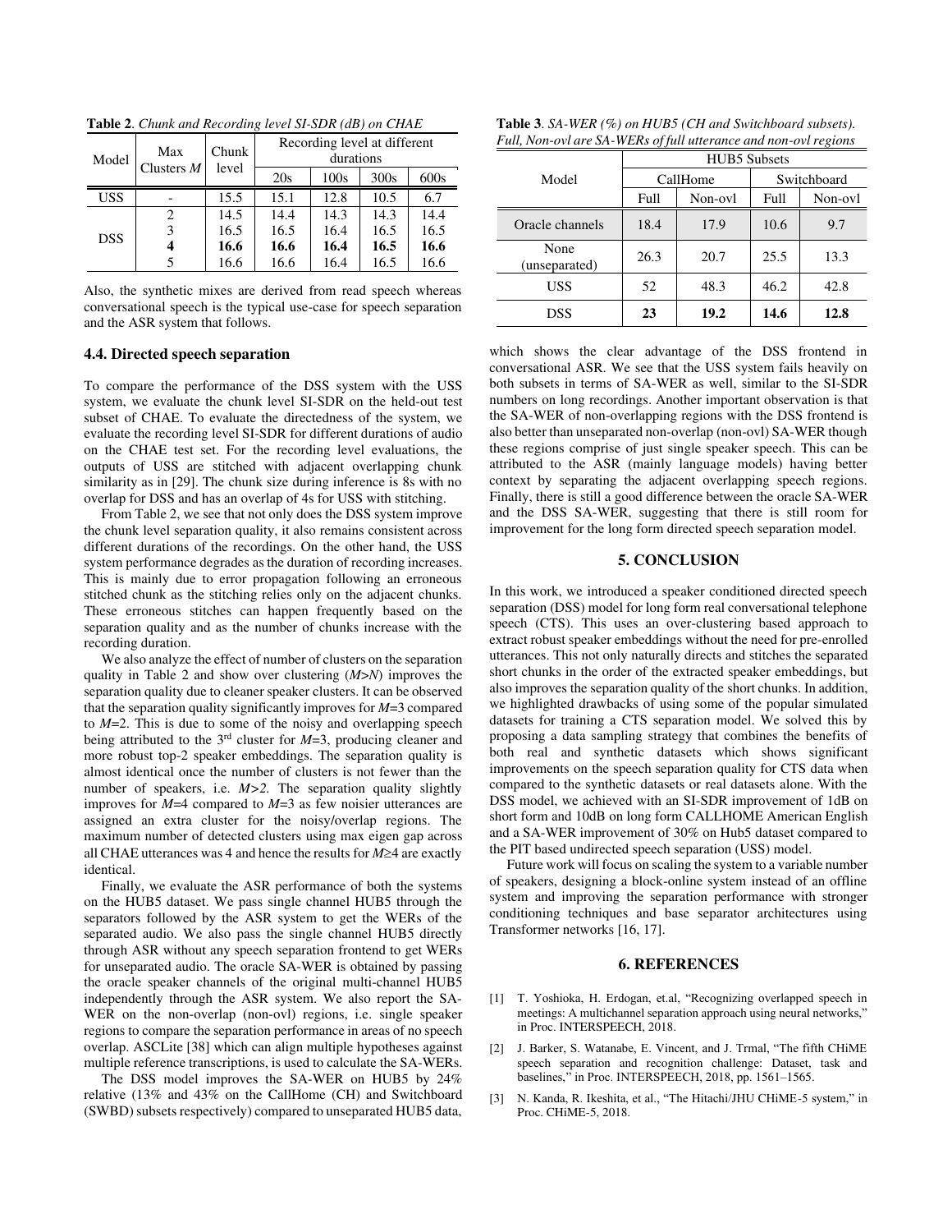**Table 2**. *Chunk and Recording level SI-SDR (dB) on CHAE*

| Model | Max Clusters $M$ | Chunk level | Recording level at different durations | | | |
|---|---|---|---|---|---|---|
| | | | 20s | 100s | 300s | 600s |
| USS | - | 15.5 | 15.1 | 12.8 | 10.5 | 6.7 |
| DSS | 2 | 14.5 | 14.4 | 14.3 | 14.3 | 14.4 |
| | 3 | 16.5 | 16.5 | 16.4 | 16.5 | 16.5 |
| | **4** | **16.6** | **16.6** | **16.4** | **16.5** | **16.6** |
| | 5 | 16.6 | 16.6 | 16.4 | 16.5 | 16.6 |

Also, the synthetic mixes are derived from read speech whereas conversational speech is the typical use-case for speech separation and the ASR system that follows.

### 4.4. Directed speech separation

To compare the performance of the DSS system with the USS system, we evaluate the chunk level SI-SDR on the held-out test subset of CHAE. To evaluate the directedness of the system, we evaluate the recording level SI-SDR for different durations of audio on the CHAE test set. For the recording level evaluations, the outputs of USS are stitched with adjacent overlapping chunk similarity as in [29]. The chunk size during inference is 8s with no overlap for DSS and has an overlap of 4s for USS with stitching.

From Table 2, we see that not only does the DSS system improve the chunk level separation quality, it also remains consistent across different durations of the recordings. On the other hand, the USS system performance degrades as the duration of recording increases. This is mainly due to error propagation following an erroneous stitched chunk as the stitching relies only on the adjacent chunks. These erroneous stitches can happen frequently based on the separation quality and as the number of chunks increase with the recording duration.

We also analyze the effect of number of clusters on the separation quality in Table 2 and show over clustering ($M$>$N$) improves the separation quality due to cleaner speaker clusters. It can be observed that the separation quality significantly improves for $M$=3 compared to $M$=2. This is due to some of the noisy and overlapping speech being attributed to the 3rd cluster for $M$=3, producing cleaner and more robust top-2 speaker embeddings. The separation quality is almost identical once the number of clusters is not fewer than the number of speakers, i.e. $M>2$. The separation quality slightly improves for $M$=4 compared to $M$=3 as few noisier utterances are assigned an extra cluster for the noisy/overlap regions. The maximum number of detected clusters using max eigen gap across all CHAE utterances was 4 and hence the results for $M$≥4 are exactly identical.

Finally, we evaluate the ASR performance of both the systems on the HUB5 dataset. We pass single channel HUB5 through the separators followed by the ASR system to get the WERs of the separated audio. We also pass the single channel HUB5 directly through ASR without any speech separation frontend to get WERs for unseparated audio. The oracle SA-WER is obtained by passing the oracle speaker channels of the original multi-channel HUB5 independently through the ASR system. We also report the SA-WER on the non-overlap (non-ovl) regions, i.e. single speaker regions to compare the separation performance in areas of no speech overlap. ASCLite [38] which can align multiple hypotheses against multiple reference transcriptions, is used to calculate the SA-WERs.

The DSS model improves the SA-WER on HUB5 by 24% relative (13% and 43% on the CallHome (CH) and Switchboard (SWBD) subsets respectively) compared to unseparated HUB5 data, which shows the clear advantage of the DSS frontend in conversational ASR. We see that the USS system fails heavily on both subsets in terms of SA-WER as well, similar to the SI-SDR numbers on long recordings. Another important observation is that the SA-WER of non-overlapping regions with the DSS frontend is also better than unseparated non-overlap (non-ovl) SA-WER though these regions comprise of just single speaker speech. This can be attributed to the ASR (mainly language models) having better context by separating the adjacent overlapping speech regions. Finally, there is still a good difference between the oracle SA-WER and the DSS SA-WER, suggesting that there is still room for improvement for the long form directed speech separation model.

**Table 3**. *SA-WER (%) on HUB5 (CH and Switchboard subsets). Full, Non-ovl are SA-WERs of full utterance and non-ovl regions*

| Model | HUB5 Subsets | | | |
|---|---|---|---|---|
| | CallHome | | Switchboard | |
| | Full | Non-ovl | Full | Non-ovl |
| Oracle channels | 18.4 | 17.9 | 10.6 | 9.7 |
| None (unseparated) | 26.3 | 20.7 | 25.5 | 13.3 |
| USS | 52 | 48.3 | 46.2 | 42.8 |
| DSS | **23** | **19.2** | **14.6** | **12.8** |

## 5. CONCLUSION

In this work, we introduced a speaker conditioned directed speech separation (DSS) model for long form real conversational telephone speech (CTS). This uses an over-clustering based approach to extract robust speaker embeddings without the need for pre-enrolled utterances. This not only naturally directs and stitches the separated short chunks in the order of the extracted speaker embeddings, but also improves the separation quality of the short chunks. In addition, we highlighted drawbacks of using some of the popular simulated datasets for training a CTS separation model. We solved this by proposing a data sampling strategy that combines the benefits of both real and synthetic datasets which shows significant improvements on the speech separation quality for CTS data when compared to the synthetic datasets or real datasets alone. With the DSS model, we achieved with an SI-SDR improvement of 1dB on short form and 10dB on long form CALLHOME American English and a SA-WER improvement of 30% on Hub5 dataset compared to the PIT based undirected speech separation (USS) model.

Future work will focus on scaling the system to a variable number of speakers, designing a block-online system instead of an offline system and improving the separation performance with stronger conditioning techniques and base separator architectures using Transformer networks [16, 17].

## 6. REFERENCES

[1] T. Yoshioka, H. Erdogan, et.al, "Recognizing overlapped speech in meetings: A multichannel separation approach using neural networks," in Proc. INTERSPEECH, 2018.

[2] J. Barker, S. Watanabe, E. Vincent, and J. Trmal, "The fifth CHiME speech separation and recognition challenge: Dataset, task and baselines," in Proc. INTERSPEECH, 2018, pp. 1561–1565.

[3] N. Kanda, R. Ikeshita, et al., "The Hitachi/JHU CHiME-5 system," in Proc. CHiME-5, 2018.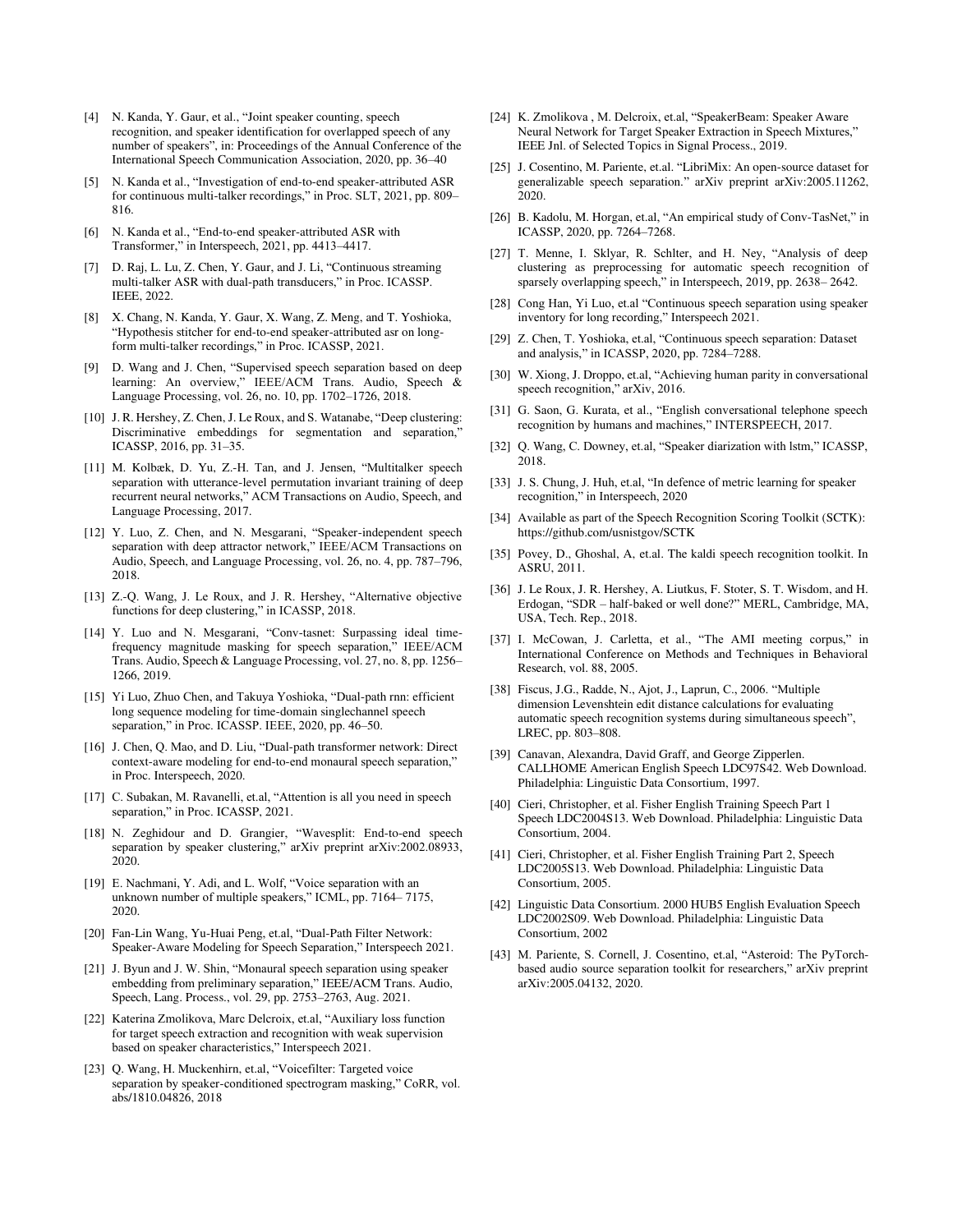[4] N. Kanda, Y. Gaur, et al., "Joint speaker counting, speech recognition, and speaker identification for overlapped speech of any number of speakers", in: Proceedings of the Annual Conference of the International Speech Communication Association, 2020, pp. 36–40

[5] N. Kanda et al., "Investigation of end-to-end speaker-attributed ASR for continuous multi-talker recordings," in Proc. SLT, 2021, pp. 809–816.

[6] N. Kanda et al., "End-to-end speaker-attributed ASR with Transformer," in Interspeech, 2021, pp. 4413–4417.

[7] D. Raj, L. Lu, Z. Chen, Y. Gaur, and J. Li, "Continuous streaming multi-talker ASR with dual-path transducers," in Proc. ICASSP. IEEE, 2022.

[8] X. Chang, N. Kanda, Y. Gaur, X. Wang, Z. Meng, and T. Yoshioka, "Hypothesis stitcher for end-to-end speaker-attributed asr on long-form multi-talker recordings," in Proc. ICASSP, 2021.

[9] D. Wang and J. Chen, "Supervised speech separation based on deep learning: An overview," IEEE/ACM Trans. Audio, Speech & Language Processing, vol. 26, no. 10, pp. 1702–1726, 2018.

[10] J. R. Hershey, Z. Chen, J. Le Roux, and S. Watanabe, "Deep clustering: Discriminative embeddings for segmentation and separation," ICASSP, 2016, pp. 31–35.

[11] M. Kolbæk, D. Yu, Z.-H. Tan, and J. Jensen, "Multitalker speech separation with utterance-level permutation invariant training of deep recurrent neural networks," ACM Transactions on Audio, Speech, and Language Processing, 2017.

[12] Y. Luo, Z. Chen, and N. Mesgarani, "Speaker-independent speech separation with deep attractor network," IEEE/ACM Transactions on Audio, Speech, and Language Processing, vol. 26, no. 4, pp. 787–796, 2018.

[13] Z.-Q. Wang, J. Le Roux, and J. R. Hershey, "Alternative objective functions for deep clustering," in ICASSP, 2018.

[14] Y. Luo and N. Mesgarani, "Conv-tasnet: Surpassing ideal time-frequency magnitude masking for speech separation," IEEE/ACM Trans. Audio, Speech & Language Processing, vol. 27, no. 8, pp. 1256–1266, 2019.

[15] Yi Luo, Zhuo Chen, and Takuya Yoshioka, "Dual-path rnn: efficient long sequence modeling for time-domain singlechannel speech separation," in Proc. ICASSP. IEEE, 2020, pp. 46–50.

[16] J. Chen, Q. Mao, and D. Liu, "Dual-path transformer network: Direct context-aware modeling for end-to-end monaural speech separation," in Proc. Interspeech, 2020.

[17] C. Subakan, M. Ravanelli, et.al, "Attention is all you need in speech separation," in Proc. ICASSP, 2021.

[18] N. Zeghidour and D. Grangier, "Wavesplit: End-to-end speech separation by speaker clustering," arXiv preprint arXiv:2002.08933, 2020.

[19] E. Nachmani, Y. Adi, and L. Wolf, "Voice separation with an unknown number of multiple speakers," ICML, pp. 7164– 7175, 2020.

[20] Fan-Lin Wang, Yu-Huai Peng, et.al, "Dual-Path Filter Network: Speaker-Aware Modeling for Speech Separation," Interspeech 2021.

[21] J. Byun and J. W. Shin, "Monaural speech separation using speaker embedding from preliminary separation," IEEE/ACM Trans. Audio, Speech, Lang. Process., vol. 29, pp. 2753–2763, Aug. 2021.

[22] Katerina Zmolikova, Marc Delcroix, et.al, "Auxiliary loss function for target speech extraction and recognition with weak supervision based on speaker characteristics," Interspeech 2021.

[23] Q. Wang, H. Muckenhirn, et.al, "Voicefilter: Targeted voice separation by speaker-conditioned spectrogram masking," CoRR, vol. abs/1810.04826, 2018

[24] K. Zmolikova , M. Delcroix, et.al, "SpeakerBeam: Speaker Aware Neural Network for Target Speaker Extraction in Speech Mixtures," IEEE Jnl. of Selected Topics in Signal Process., 2019.

[25] J. Cosentino, M. Pariente, et.al. "LibriMix: An open-source dataset for generalizable speech separation." arXiv preprint arXiv:2005.11262, 2020.

[26] B. Kadolu, M. Horgan, et.al, "An empirical study of Conv-TasNet," in ICASSP, 2020, pp. 7264–7268.

[27] T. Menne, I. Sklyar, R. Schlter, and H. Ney, "Analysis of deep clustering as preprocessing for automatic speech recognition of sparsely overlapping speech," in Interspeech, 2019, pp. 2638– 2642.

[28] Cong Han, Yi Luo, et.al "Continuous speech separation using speaker inventory for long recording," Interspeech 2021.

[29] Z. Chen, T. Yoshioka, et.al, "Continuous speech separation: Dataset and analysis," in ICASSP, 2020, pp. 7284–7288.

[30] W. Xiong, J. Droppo, et.al, "Achieving human parity in conversational speech recognition," arXiv, 2016.

[31] G. Saon, G. Kurata, et al., "English conversational telephone speech recognition by humans and machines," INTERSPEECH, 2017.

[32] Q. Wang, C. Downey, et.al, "Speaker diarization with lstm," ICASSP, 2018.

[33] J. S. Chung, J. Huh, et.al, "In defence of metric learning for speaker recognition," in Interspeech, 2020

[34] Available as part of the Speech Recognition Scoring Toolkit (SCTK): https://github.com/usnistgov/SCTK

[35] Povey, D., Ghoshal, A, et.al. The kaldi speech recognition toolkit. In ASRU, 2011.

[36] J. Le Roux, J. R. Hershey, A. Liutkus, F. Stoter, S. T. Wisdom, and H. Erdogan, "SDR – half-baked or well done?" MERL, Cambridge, MA, USA, Tech. Rep., 2018.

[37] I. McCowan, J. Carletta, et al., "The AMI meeting corpus," in International Conference on Methods and Techniques in Behavioral Research, vol. 88, 2005.

[38] Fiscus, J.G., Radde, N., Ajot, J., Laprun, C., 2006. "Multiple dimension Levenshtein edit distance calculations for evaluating automatic speech recognition systems during simultaneous speech", LREC, pp. 803–808.

[39] Canavan, Alexandra, David Graff, and George Zipperlen. CALLHOME American English Speech LDC97S42. Web Download. Philadelphia: Linguistic Data Consortium, 1997.

[40] Cieri, Christopher, et al. Fisher English Training Speech Part 1 Speech LDC2004S13. Web Download. Philadelphia: Linguistic Data Consortium, 2004.

[41] Cieri, Christopher, et al. Fisher English Training Part 2, Speech LDC2005S13. Web Download. Philadelphia: Linguistic Data Consortium, 2005.

[42] Linguistic Data Consortium. 2000 HUB5 English Evaluation Speech LDC2002S09. Web Download. Philadelphia: Linguistic Data Consortium, 2002

[43] M. Pariente, S. Cornell, J. Cosentino, et.al, "Asteroid: The PyTorch-based audio source separation toolkit for researchers," arXiv preprint arXiv:2005.04132, 2020.